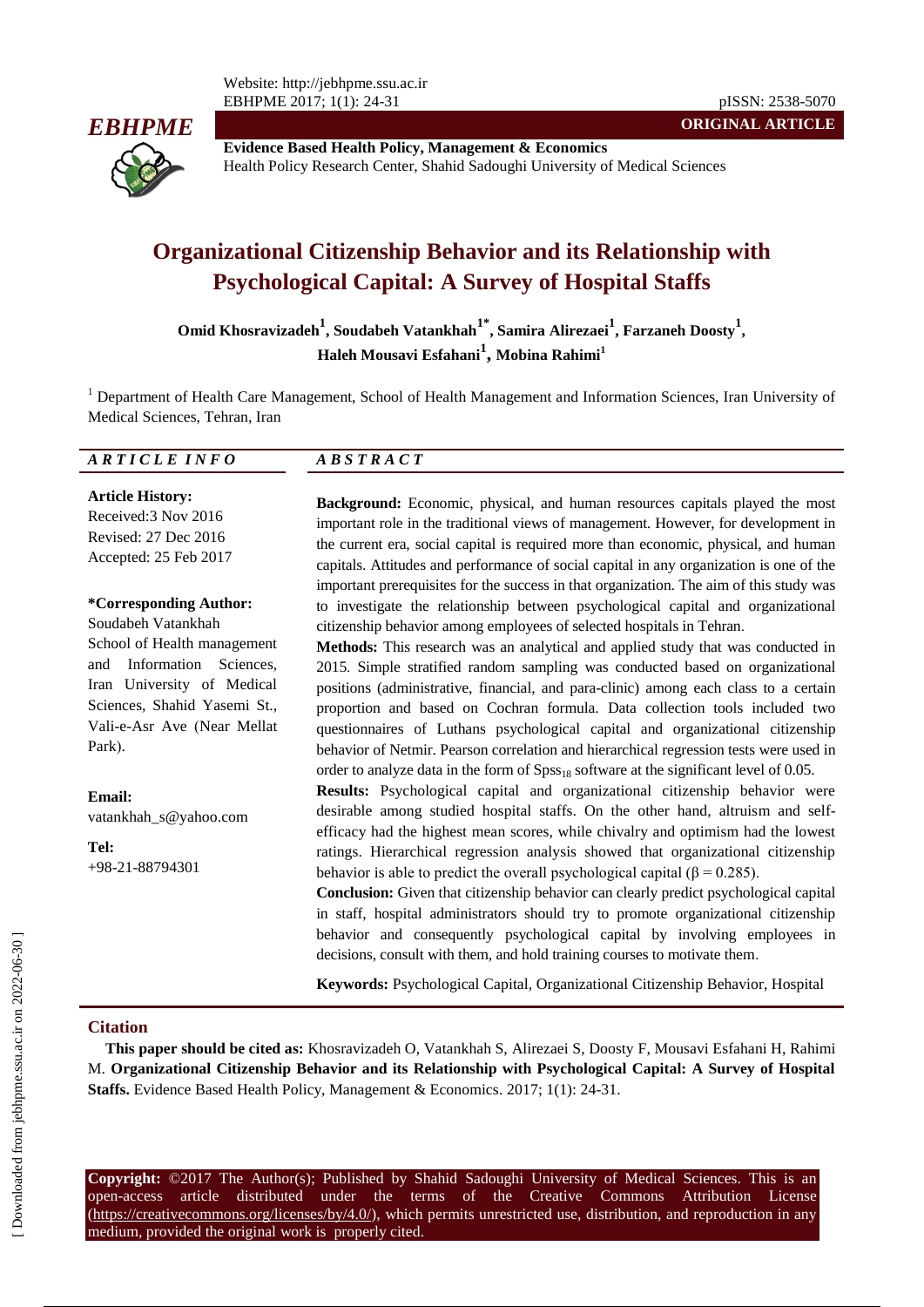ORIGINAL ARTICLE

**Evidence Based Health Policy, Management & Economics**
Health Policy Research Center, Shahid Sadoughi University of Medical Sciences

# Organizational Citizenship Behavior and its Relationship with Psychological Capital: A Survey of Hospital Staffs

**Omid Khosravizadeh[1], Soudabeh Vatankhah[1*], Samira Alirezaei[1], Farzaneh Doosty[1], Haleh Mousavi Esfahani[1], Mobina Rahimi[1]**

[1] Department of Health Care Management, School of Health Management and Information Sciences, Iran University of Medical Sciences, Tehran, Iran

*ARTICLE INFO*

**Article History:**
Received: 3 Nov 2016
Revised: 27 Dec 2016
Accepted: 25 Feb 2017

**\*Corresponding Author:**
Soudabeh Vatankhah
School of Health management and Information Sciences, Iran University of Medical Sciences, Shahid Yasemi St., Vali-e-Asr Ave (Near Mellat Park).

**Email:**
vatankhah_s@yahoo.com

**Tel:**
+98-21-88794301

*ABSTRACT*

**Background:** Economic, physical, and human resources capitals played the most important role in the traditional views of management. However, for development in the current era, social capital is required more than economic, physical, and human capitals. Attitudes and performance of social capital in any organization is one of the important prerequisites for the success in that organization. The aim of this study was to investigate the relationship between psychological capital and organizational citizenship behavior among employees of selected hospitals in Tehran.

**Methods:** This research was an analytical and applied study that was conducted in 2015. Simple stratified random sampling was conducted based on organizational positions (administrative, financial, and para-clinic) among each class to a certain proportion and based on Cochran formula. Data collection tools included two questionnaires of Luthans psychological capital and organizational citizenship behavior of Netmir. Pearson correlation and hierarchical regression tests were used in order to analyze data in the form of $Spss_{18}$ software at the significant level of 0.05.

**Results:** Psychological capital and organizational citizenship behavior were desirable among studied hospital staffs. On the other hand, altruism and self-efficacy had the highest mean scores, while chivalry and optimism had the lowest ratings. Hierarchical regression analysis showed that organizational citizenship behavior is able to predict the overall psychological capital ($\beta = 0.285$).

**Conclusion:** Given that citizenship behavior can clearly predict psychological capital in staff, hospital administrators should try to promote organizational citizenship behavior and consequently psychological capital by involving employees in decisions, consult with them, and hold training courses to motivate them.

**Keywords:** Psychological Capital, Organizational Citizenship Behavior, Hospital

## Citation

**This paper should be cited as:** Khosravizadeh O, Vatankhah S, Alirezaei S, Doosty F, Mousavi Esfahani H, Rahimi M. **Organizational Citizenship Behavior and its Relationship with Psychological Capital: A Survey of Hospital Staffs.** Evidence Based Health Policy, Management & Economics. 2017; 1(1): 24-31.

**Copyright:** ©2017 The Author(s); Published by Shahid Sadoughi University of Medical Sciences. This is an open-access article distributed under the terms of the Creative Commons Attribution License (https://creativecommons.org/licenses/by/4.0/), which permits unrestricted use, distribution, and reproduction in any medium, provided the original work is properly cited.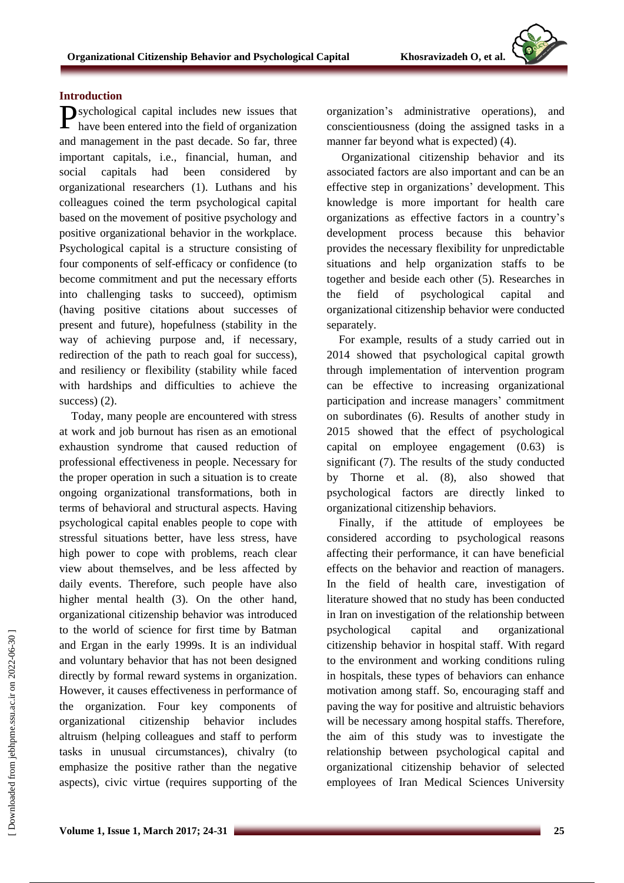## Introduction

Psychological capital includes new issues that have been entered into the field of organization and management in the past decade. So far, three important capitals, i.e., financial, human, and social capitals had been considered by organizational researchers (1). Luthans and his colleagues coined the term psychological capital based on the movement of positive psychology and positive organizational behavior in the workplace. Psychological capital is a structure consisting of four components of self-efficacy or confidence (to become commitment and put the necessary efforts into challenging tasks to succeed), optimism (having positive citations about successes of present and future), hopefulness (stability in the way of achieving purpose and, if necessary, redirection of the path to reach goal for success), and resiliency or flexibility (stability while faced with hardships and difficulties to achieve the success) (2).

Today, many people are encountered with stress at work and job burnout has risen as an emotional exhaustion syndrome that caused reduction of professional effectiveness in people. Necessary for the proper operation in such a situation is to create ongoing organizational transformations, both in terms of behavioral and structural aspects. Having psychological capital enables people to cope with stressful situations better, have less stress, have high power to cope with problems, reach clear view about themselves, and be less affected by daily events. Therefore, such people have also higher mental health (3). On the other hand, organizational citizenship behavior was introduced to the world of science for first time by Batman and Ergan in the early 1999s. It is an individual and voluntary behavior that has not been designed directly by formal reward systems in organization. However, it causes effectiveness in performance of the organization. Four key components of organizational citizenship behavior includes altruism (helping colleagues and staff to perform tasks in unusual circumstances), chivalry (to emphasize the positive rather than the negative aspects), civic virtue (requires supporting of the organization's administrative operations), and conscientiousness (doing the assigned tasks in a manner far beyond what is expected) (4).

Organizational citizenship behavior and its associated factors are also important and can be an effective step in organizations' development. This knowledge is more important for health care organizations as effective factors in a country's development process because this behavior provides the necessary flexibility for unpredictable situations and help organization staffs to be together and beside each other (5). Researches in the field of psychological capital and organizational citizenship behavior were conducted separately.

For example, results of a study carried out in 2014 showed that psychological capital growth through implementation of intervention program can be effective to increasing organizational participation and increase managers' commitment on subordinates (6). Results of another study in 2015 showed that the effect of psychological capital on employee engagement (0.63) is significant (7). The results of the study conducted by Thorne et al. (8), also showed that psychological factors are directly linked to organizational citizenship behaviors.

Finally, if the attitude of employees be considered according to psychological reasons affecting their performance, it can have beneficial effects on the behavior and reaction of managers. In the field of health care, investigation of literature showed that no study has been conducted in Iran on investigation of the relationship between psychological capital and organizational citizenship behavior in hospital staff. With regard to the environment and working conditions ruling in hospitals, these types of behaviors can enhance motivation among staff. So, encouraging staff and paving the way for positive and altruistic behaviors will be necessary among hospital staffs. Therefore, the aim of this study was to investigate the relationship between psychological capital and organizational citizenship behavior of selected employees of Iran Medical Sciences University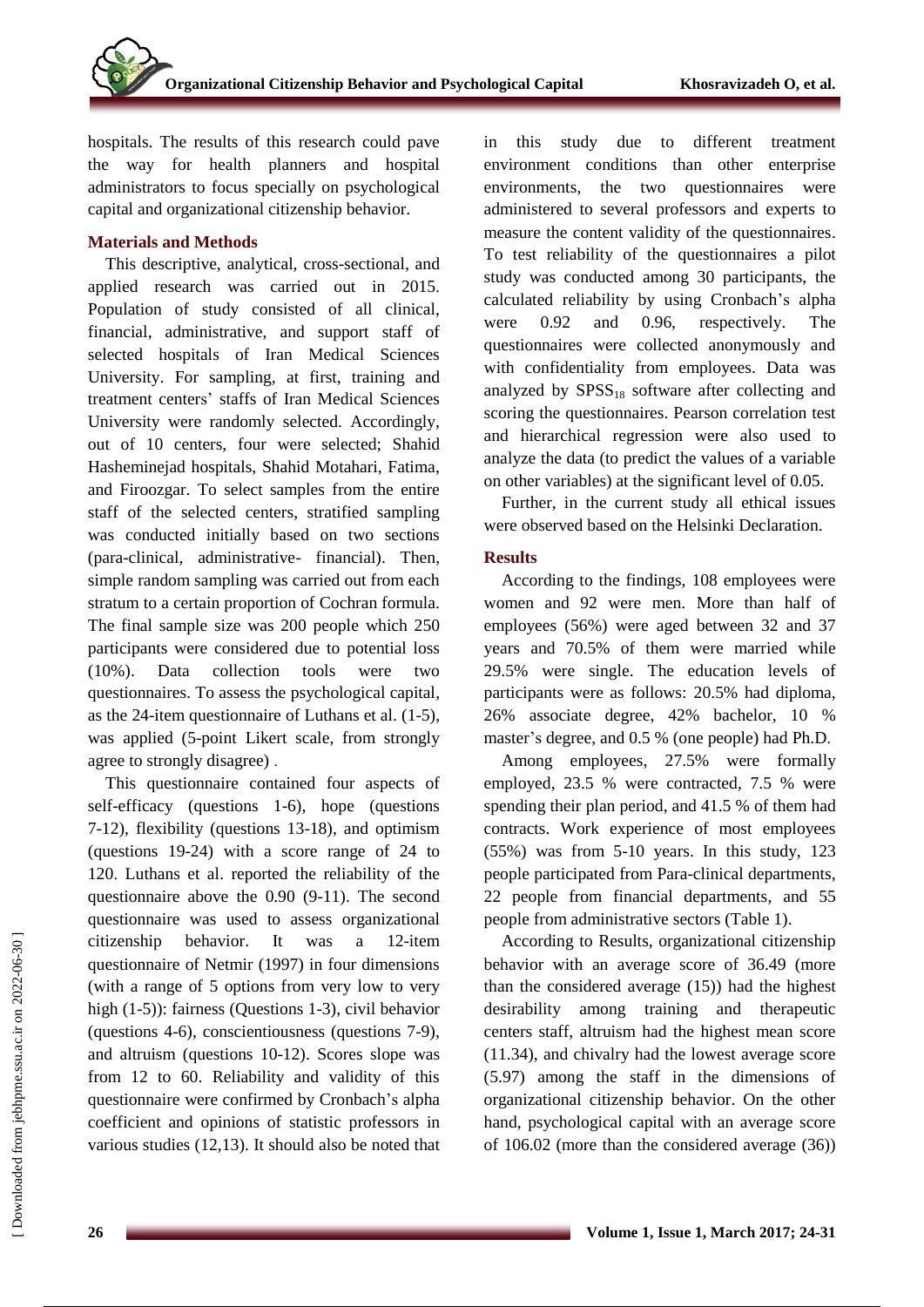hospitals. The results of this research could pave the way for health planners and hospital administrators to focus specially on psychological capital and organizational citizenship behavior.

## Materials and Methods

This descriptive, analytical, cross-sectional, and applied research was carried out in 2015. Population of study consisted of all clinical, financial, administrative, and support staff of selected hospitals of Iran Medical Sciences University. For sampling, at first, training and treatment centers' staffs of Iran Medical Sciences University were randomly selected. Accordingly, out of 10 centers, four were selected; Shahid Hasheminejad hospitals, Shahid Motahari, Fatima, and Firoozgar. To select samples from the entire staff of the selected centers, stratified sampling was conducted initially based on two sections (para-clinical, administrative- financial). Then, simple random sampling was carried out from each stratum to a certain proportion of Cochran formula. The final sample size was 200 people which 250 participants were considered due to potential loss (10%). Data collection tools were two questionnaires. To assess the psychological capital, as the 24-item questionnaire of Luthans et al. (1-5), was applied (5-point Likert scale, from strongly agree to strongly disagree) .

This questionnaire contained four aspects of self-efficacy (questions 1-6), hope (questions 7-12), flexibility (questions 13-18), and optimism (questions 19-24) with a score range of 24 to 120. Luthans et al. reported the reliability of the questionnaire above the 0.90 (9-11). The second questionnaire was used to assess organizational citizenship behavior. It was a 12-item questionnaire of Netmir (1997) in four dimensions (with a range of 5 options from very low to very high (1-5)): fairness (Questions 1-3), civil behavior (questions 4-6), conscientiousness (questions 7-9), and altruism (questions 10-12). Scores slope was from 12 to 60. Reliability and validity of this questionnaire were confirmed by Cronbach's alpha coefficient and opinions of statistic professors in various studies (12,13). It should also be noted that in this study due to different treatment environment conditions than other enterprise environments, the two questionnaires were administered to several professors and experts to measure the content validity of the questionnaires. To test reliability of the questionnaires a pilot study was conducted among 30 participants, the calculated reliability by using Cronbach's alpha were 0.92 and 0.96, respectively. The questionnaires were collected anonymously and with confidentiality from employees. Data was analyzed by $SPSS_{18}$ software after collecting and scoring the questionnaires. Pearson correlation test and hierarchical regression were also used to analyze the data (to predict the values of a variable on other variables) at the significant level of 0.05.

Further, in the current study all ethical issues were observed based on the Helsinki Declaration.

## Results

According to the findings, 108 employees were women and 92 were men. More than half of employees (56%) were aged between 32 and 37 years and 70.5% of them were married while 29.5% were single. The education levels of participants were as follows: 20.5% had diploma, 26% associate degree, 42% bachelor, 10 % master's degree, and 0.5 % (one people) had Ph.D.

Among employees, 27.5% were formally employed, 23.5 % were contracted, 7.5 % were spending their plan period, and 41.5 % of them had contracts. Work experience of most employees (55%) was from 5-10 years. In this study, 123 people participated from Para-clinical departments, 22 people from financial departments, and 55 people from administrative sectors (Table 1).

According to Results, organizational citizenship behavior with an average score of 36.49 (more than the considered average (15)) had the highest desirability among training and therapeutic centers staff, altruism had the highest mean score (11.34), and chivalry had the lowest average score (5.97) among the staff in the dimensions of organizational citizenship behavior. On the other hand, psychological capital with an average score of 106.02 (more than the considered average (36))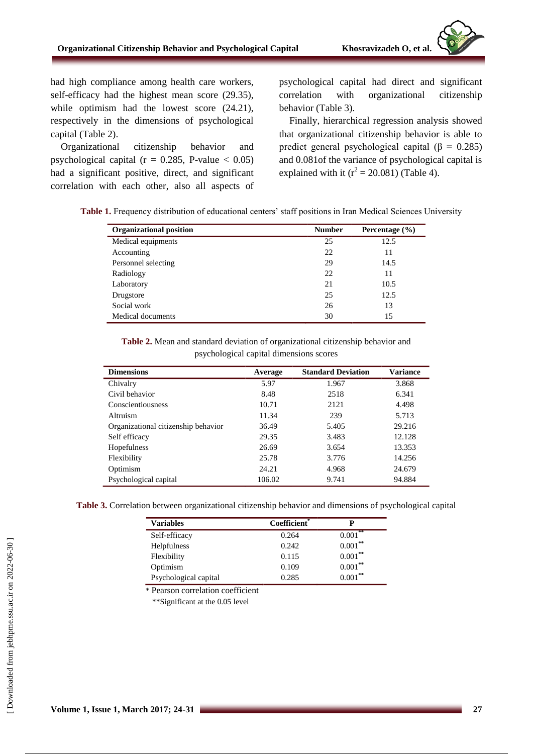had high compliance among health care workers, self-efficacy had the highest mean score (29.35), while optimism had the lowest score (24.21), respectively in the dimensions of psychological capital (Table 2).

Organizational citizenship behavior and psychological capital (r = 0.285, P-value < 0.05) had a significant positive, direct, and significant correlation with each other, also all aspects of psychological capital had direct and significant correlation with organizational citizenship behavior (Table 3).

Finally, hierarchical regression analysis showed that organizational citizenship behavior is able to predict general psychological capital (β = 0.285) and 0.081of the variance of psychological capital is explained with it ($r^2$ = 20.081) (Table 4).

**Table 1.** Frequency distribution of educational centers' staff positions in Iran Medical Sciences University

| Organizational position | Number | Percentage (%) |
|---|---|---|
| Medical equipments | 25 | 12.5 |
| Accounting | 22 | 11 |
| Personnel selecting | 29 | 14.5 |
| Radiology | 22 | 11 |
| Laboratory | 21 | 10.5 |
| Drugstore | 25 | 12.5 |
| Social work | 26 | 13 |
| Medical documents | 30 | 15 |

**Table 2.** Mean and standard deviation of organizational citizenship behavior and psychological capital dimensions scores

| Dimensions | Average | Standard Deviation | Variance |
|---|---|---|---|
| Chivalry | 5.97 | 1.967 | 3.868 |
| Civil behavior | 8.48 | 2518 | 6.341 |
| Conscientiousness | 10.71 | 2121 | 4.498 |
| Altruism | 11.34 | 239 | 5.713 |
| Organizational citizenship behavior | 36.49 | 5.405 | 29.216 |
| Self efficacy | 29.35 | 3.483 | 12.128 |
| Hopefulness | 26.69 | 3.654 | 13.353 |
| Flexibility | 25.78 | 3.776 | 14.256 |
| Optimism | 24.21 | 4.968 | 24.679 |
| Psychological capital | 106.02 | 9.741 | 94.884 |

**Table 3.** Correlation between organizational citizenship behavior and dimensions of psychological capital

| Variables | Coefficient* | P |
|---|---|---|
| Self-efficacy | 0.264 | 0.001** |
| Helpfulness | 0.242 | 0.001** |
| Flexibility | 0.115 | 0.001** |
| Optimism | 0.109 | 0.001** |
| Psychological capital | 0.285 | 0.001** |

\* Pearson correlation coefficient

**Significant at the 0.05 level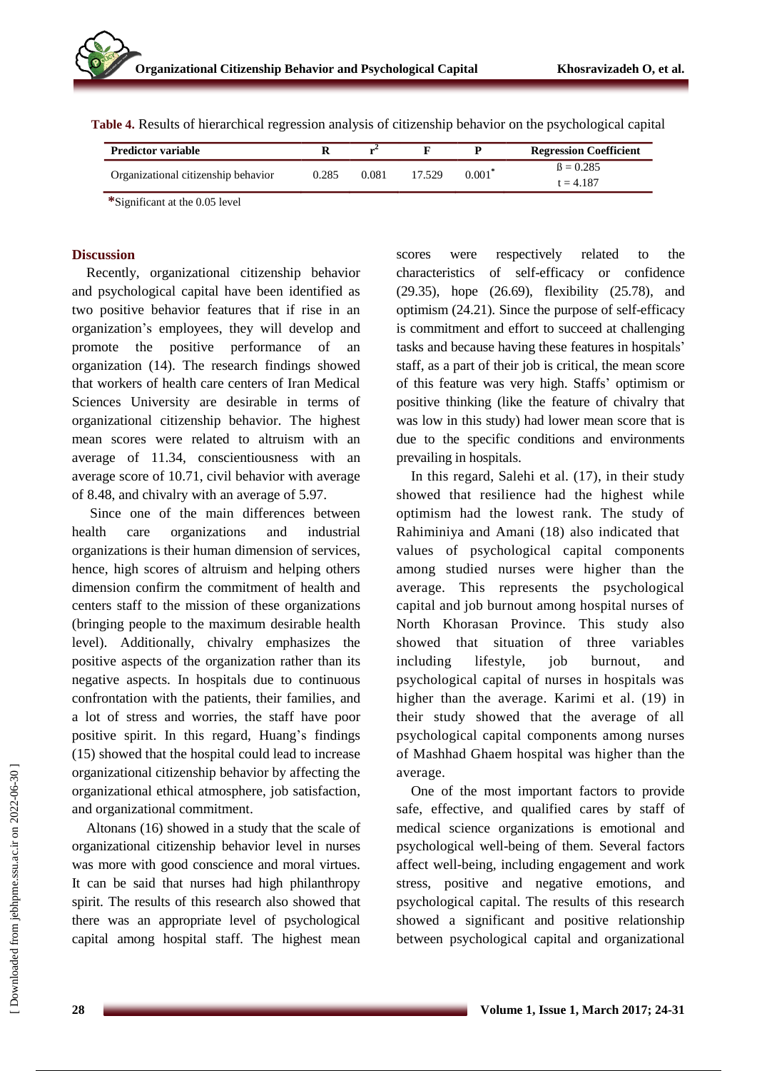**Table 4.** Results of hierarchical regression analysis of citizenship behavior on the psychological capital

| Predictor variable | R | $r^2$ | F | P | Regression Coefficient |
|---|---|---|---|---|---|
| Organizational citizenship behavior | 0.285 | 0.081 | 17.529 | 0.001* | ß = 0.285<br>t = 4.187 |

*Significant at the 0.05 level

## Discussion

Recently, organizational citizenship behavior and psychological capital have been identified as two positive behavior features that if rise in an organization's employees, they will develop and promote the positive performance of an organization (14). The research findings showed that workers of health care centers of Iran Medical Sciences University are desirable in terms of organizational citizenship behavior. The highest mean scores were related to altruism with an average of 11.34, conscientiousness with an average score of 10.71, civil behavior with average of 8.48, and chivalry with an average of 5.97.

Since one of the main differences between health care organizations and industrial organizations is their human dimension of services, hence, high scores of altruism and helping others dimension confirm the commitment of health and centers staff to the mission of these organizations (bringing people to the maximum desirable health level). Additionally, chivalry emphasizes the positive aspects of the organization rather than its negative aspects. In hospitals due to continuous confrontation with the patients, their families, and a lot of stress and worries, the staff have poor positive spirit. In this regard, Huang's findings (15) showed that the hospital could lead to increase organizational citizenship behavior by affecting the organizational ethical atmosphere, job satisfaction, and organizational commitment.

Altonans (16) showed in a study that the scale of organizational citizenship behavior level in nurses was more with good conscience and moral virtues. It can be said that nurses had high philanthropy spirit. The results of this research also showed that there was an appropriate level of psychological capital among hospital staff. The highest mean scores were respectively related to the characteristics of self-efficacy or confidence (29.35), hope (26.69), flexibility (25.78), and optimism (24.21). Since the purpose of self-efficacy is commitment and effort to succeed at challenging tasks and because having these features in hospitals' staff, as a part of their job is critical, the mean score of this feature was very high. Staffs' optimism or positive thinking (like the feature of chivalry that was low in this study) had lower mean score that is due to the specific conditions and environments prevailing in hospitals.

In this regard, Salehi et al. (17), in their study showed that resilience had the highest while optimism had the lowest rank. The study of Rahiminiya and Amani (18) also indicated that values of psychological capital components among studied nurses were higher than the average. This represents the psychological capital and job burnout among hospital nurses of North Khorasan Province. This study also showed that situation of three variables including lifestyle, job burnout, and psychological capital of nurses in hospitals was higher than the average. Karimi et al. (19) in their study showed that the average of all psychological capital components among nurses of Mashhad Ghaem hospital was higher than the average.

One of the most important factors to provide safe, effective, and qualified cares by staff of medical science organizations is emotional and psychological well-being of them. Several factors affect well-being, including engagement and work stress, positive and negative emotions, and psychological capital. The results of this research showed a significant and positive relationship between psychological capital and organizational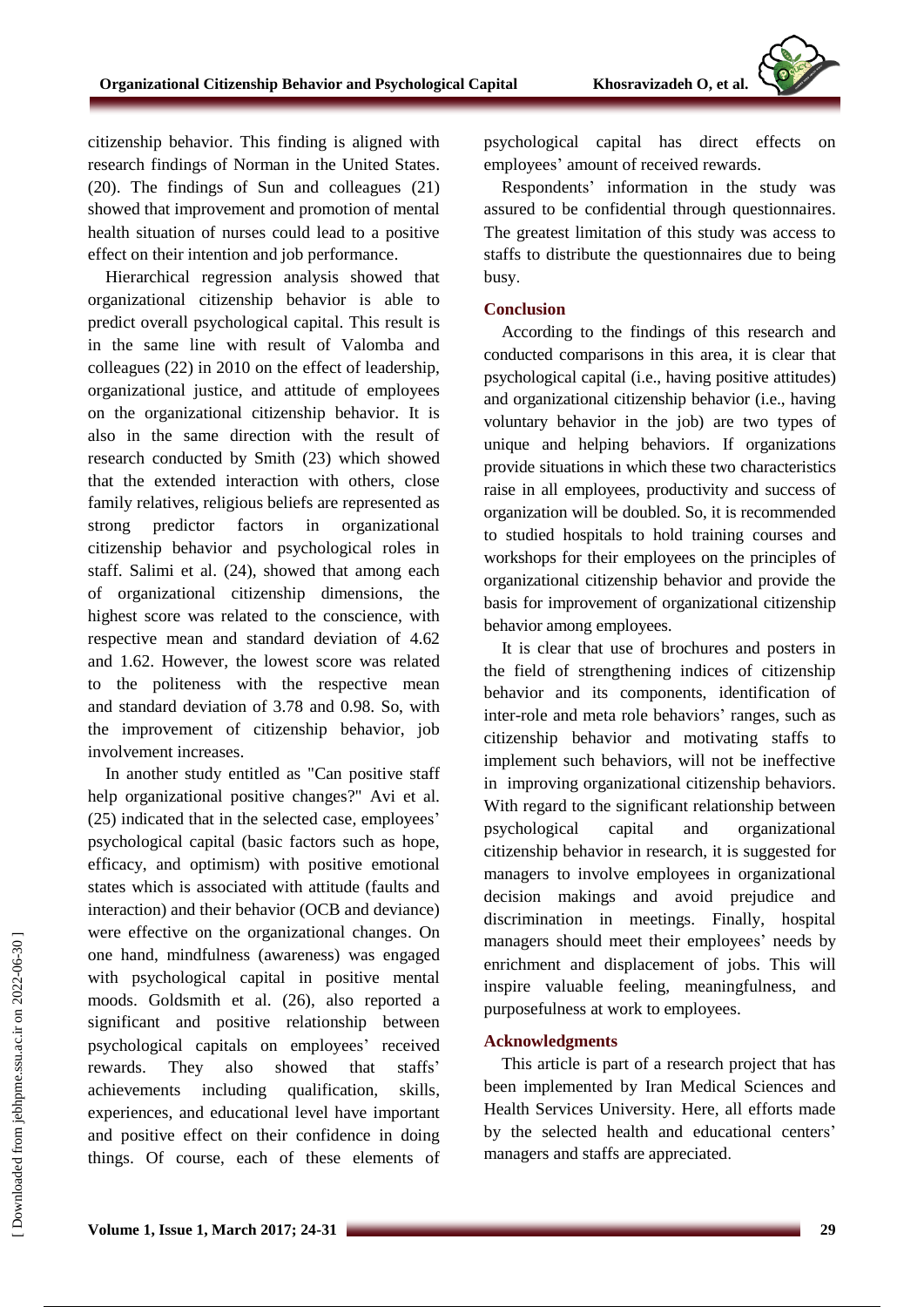citizenship behavior. This finding is aligned with research findings of Norman in the United States. (20). The findings of Sun and colleagues (21) showed that improvement and promotion of mental health situation of nurses could lead to a positive effect on their intention and job performance.

Hierarchical regression analysis showed that organizational citizenship behavior is able to predict overall psychological capital. This result is in the same line with result of Valomba and colleagues (22) in 2010 on the effect of leadership, organizational justice, and attitude of employees on the organizational citizenship behavior. It is also in the same direction with the result of research conducted by Smith (23) which showed that the extended interaction with others, close family relatives, religious beliefs are represented as strong predictor factors in organizational citizenship behavior and psychological roles in staff. Salimi et al. (24), showed that among each of organizational citizenship dimensions, the highest score was related to the conscience, with respective mean and standard deviation of 4.62 and 1.62. However, the lowest score was related to the politeness with the respective mean and standard deviation of 3.78 and 0.98. So, with the improvement of citizenship behavior, job involvement increases.

In another study entitled as "Can positive staff help organizational positive changes?" Avi et al. (25) indicated that in the selected case, employees' psychological capital (basic factors such as hope, efficacy, and optimism) with positive emotional states which is associated with attitude (faults and interaction) and their behavior (OCB and deviance) were effective on the organizational changes. On one hand, mindfulness (awareness) was engaged with psychological capital in positive mental moods. Goldsmith et al. (26), also reported a significant and positive relationship between psychological capitals on employees' received rewards. They also showed that staffs' achievements including qualification, skills, experiences, and educational level have important and positive effect on their confidence in doing things. Of course, each of these elements of psychological capital has direct effects on employees' amount of received rewards.

Respondents' information in the study was assured to be confidential through questionnaires. The greatest limitation of this study was access to staffs to distribute the questionnaires due to being busy.

## Conclusion

According to the findings of this research and conducted comparisons in this area, it is clear that psychological capital (i.e., having positive attitudes) and organizational citizenship behavior (i.e., having voluntary behavior in the job) are two types of unique and helping behaviors. If organizations provide situations in which these two characteristics raise in all employees, productivity and success of organization will be doubled. So, it is recommended to studied hospitals to hold training courses and workshops for their employees on the principles of organizational citizenship behavior and provide the basis for improvement of organizational citizenship behavior among employees.

It is clear that use of brochures and posters in the field of strengthening indices of citizenship behavior and its components, identification of inter-role and meta role behaviors' ranges, such as citizenship behavior and motivating staffs to implement such behaviors, will not be ineffective in improving organizational citizenship behaviors. With regard to the significant relationship between psychological capital and organizational citizenship behavior in research, it is suggested for managers to involve employees in organizational decision makings and avoid prejudice and discrimination in meetings. Finally, hospital managers should meet their employees' needs by enrichment and displacement of jobs. This will inspire valuable feeling, meaningfulness, and purposefulness at work to employees.

## Acknowledgments

This article is part of a research project that has been implemented by Iran Medical Sciences and Health Services University. Here, all efforts made by the selected health and educational centers' managers and staffs are appreciated.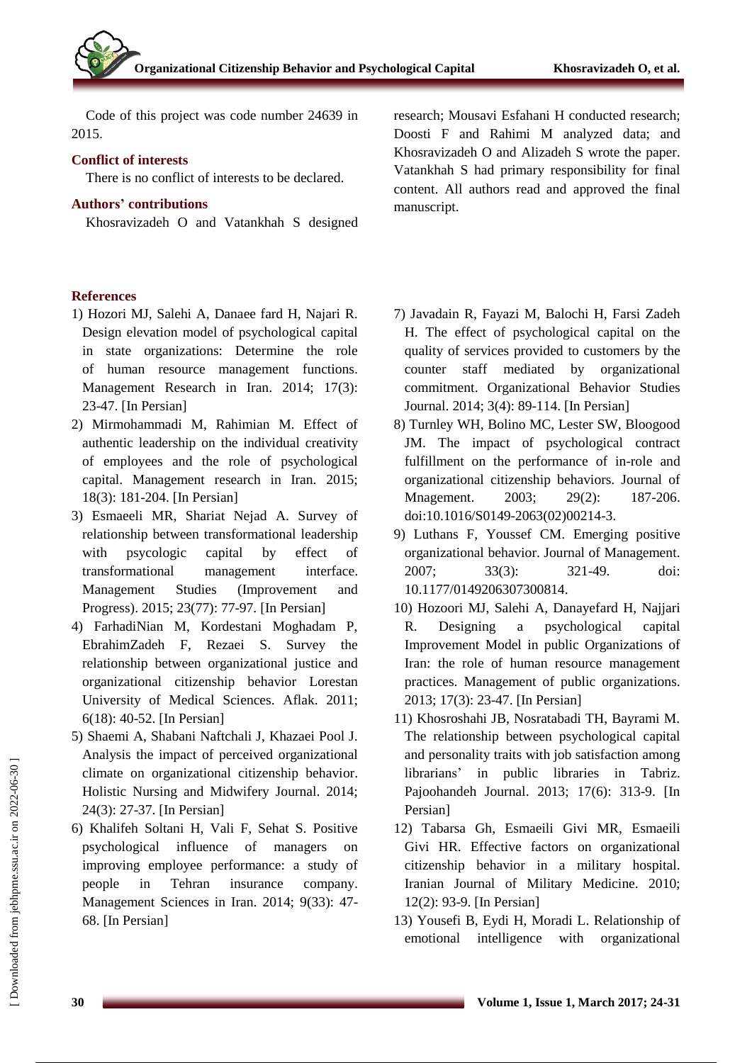Code of this project was code number 24639 in 2015.

## Conflict of interests

There is no conflict of interests to be declared.

## Authors' contributions

Khosravizadeh O and Vatankhah S designed research; Mousavi Esfahani H conducted research; Doosti F and Rahimi M analyzed data; and Khosravizadeh O and Alizadeh S wrote the paper. Vatankhah S had primary responsibility for final content. All authors read and approved the final manuscript.

## References

1) Hozori MJ, Salehi A, Danaee fard H, Najari R. Design elevation model of psychological capital in state organizations: Determine the role of human resource management functions. Management Research in Iran. 2014; 17(3): 23-47. [In Persian]
2) Mirmohammadi M, Rahimian M. Effect of authentic leadership on the individual creativity of employees and the role of psychological capital. Management research in Iran. 2015; 18(3): 181-204. [In Persian]
3) Esmaeeli MR, Shariat Nejad A. Survey of relationship between transformational leadership with psycologic capital by effect of transformational management interface. Management Studies (Improvement and Progress). 2015; 23(77): 77-97. [In Persian]
4) FarhadiNian M, Kordestani Moghadam P, EbrahimZadeh F, Rezaei S. Survey the relationship between organizational justice and organizational citizenship behavior Lorestan University of Medical Sciences. Aflak. 2011; 6(18): 40-52. [In Persian]
5) Shaemi A, Shabani Naftchali J, Khazaei Pool J. Analysis the impact of perceived organizational climate on organizational citizenship behavior. Holistic Nursing and Midwifery Journal. 2014; 24(3): 27-37. [In Persian]
6) Khalifeh Soltani H, Vali F, Sehat S. Positive psychological influence of managers on improving employee performance: a study of people in Tehran insurance company. Management Sciences in Iran. 2014; 9(33): 47-68. [In Persian]
7) Javadain R, Fayazi M, Balochi H, Farsi Zadeh H. The effect of psychological capital on the quality of services provided to customers by the counter staff mediated by organizational commitment. Organizational Behavior Studies Journal. 2014; 3(4): 89-114. [In Persian]
8) Turnley WH, Bolino MC, Lester SW, Bloogood JM. The impact of psychological contract fulfillment on the performance of in-role and organizational citizenship behaviors. Journal of Mnagement. 2003; 29(2): 187-206. doi:10.1016/S0149-2063(02)00214-3.
9) Luthans F, Youssef CM. Emerging positive organizational behavior. Journal of Management. 2007; 33(3): 321-49. doi: 10.1177/0149206307300814.
10) Hozoori MJ, Salehi A, Danayefard H, Najjari R. Designing a psychological capital Improvement Model in public Organizations of Iran: the role of human resource management practices. Management of public organizations. 2013; 17(3): 23-47. [In Persian]
11) Khosroshahi JB, Nosratabadi TH, Bayrami M. The relationship between psychological capital and personality traits with job satisfaction among librarians' in public libraries in Tabriz. Pajoohandeh Journal. 2013; 17(6): 313-9. [In Persian]
12) Tabarsa Gh, Esmaeili Givi MR, Esmaeili Givi HR. Effective factors on organizational citizenship behavior in a military hospital. Iranian Journal of Military Medicine. 2010; 12(2): 93-9. [In Persian]
13) Yousefi B, Eydi H, Moradi L. Relationship of emotional intelligence with organizational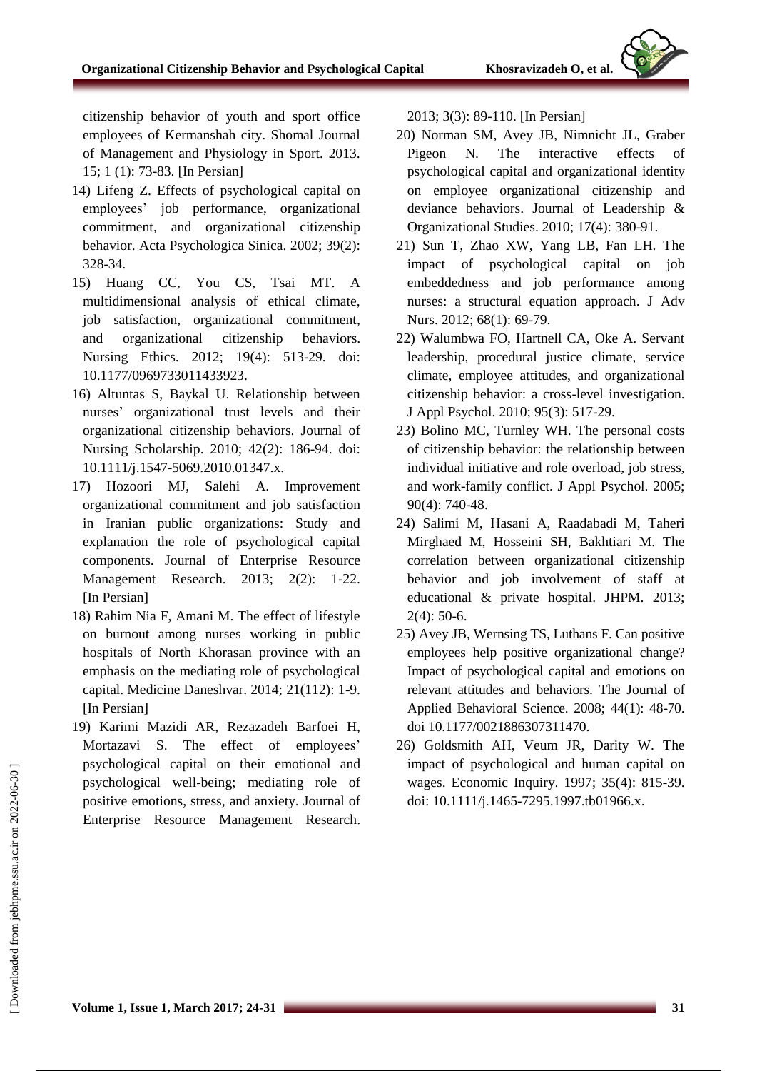citizenship behavior of youth and sport office employees of Kermanshah city. Shomal Journal of Management and Physiology in Sport. 2013. 15; 1 (1): 73-83. [In Persian]

14) Lifeng Z. Effects of psychological capital on employees' job performance, organizational commitment, and organizational citizenship behavior. Acta Psychologica Sinica. 2002; 39(2): 328-34.
15) Huang CC, You CS, Tsai MT. A multidimensional analysis of ethical climate, job satisfaction, organizational commitment, and organizational citizenship behaviors. Nursing Ethics. 2012; 19(4): 513-29. doi: 10.1177/0969733011433923.
16) Altuntas S, Baykal U. Relationship between nurses' organizational trust levels and their organizational citizenship behaviors. Journal of Nursing Scholarship. 2010; 42(2): 186-94. doi: 10.1111/j.1547-5069.2010.01347.x.
17) Hozoori MJ, Salehi A. Improvement organizational commitment and job satisfaction in Iranian public organizations: Study and explanation the role of psychological capital components. Journal of Enterprise Resource Management Research. 2013; 2(2): 1-22. [In Persian]
18) Rahim Nia F, Amani M. The effect of lifestyle on burnout among nurses working in public hospitals of North Khorasan province with an emphasis on the mediating role of psychological capital. Medicine Daneshvar. 2014; 21(112): 1-9. [In Persian]
19) Karimi Mazidi AR, Rezazadeh Barfoei H, Mortazavi S. The effect of employees' psychological capital on their emotional and psychological well-being; mediating role of positive emotions, stress, and anxiety. Journal of Enterprise Resource Management Research. 2013; 3(3): 89-110. [In Persian]
20) Norman SM, Avey JB, Nimnicht JL, Graber Pigeon N. The interactive effects of psychological capital and organizational identity on employee organizational citizenship and deviance behaviors. Journal of Leadership & Organizational Studies. 2010; 17(4): 380-91.
21) Sun T, Zhao XW, Yang LB, Fan LH. The impact of psychological capital on job embeddedness and job performance among nurses: a structural equation approach. J Adv Nurs. 2012; 68(1): 69-79.
22) Walumbwa FO, Hartnell CA, Oke A. Servant leadership, procedural justice climate, service climate, employee attitudes, and organizational citizenship behavior: a cross-level investigation. J Appl Psychol. 2010; 95(3): 517-29.
23) Bolino MC, Turnley WH. The personal costs of citizenship behavior: the relationship between individual initiative and role overload, job stress, and work-family conflict. J Appl Psychol. 2005; 90(4): 740-48.
24) Salimi M, Hasani A, Raadabadi M, Taheri Mirghaed M, Hosseini SH, Bakhtiari M. The correlation between organizational citizenship behavior and job involvement of staff at educational & private hospital. JHPM. 2013; 2(4): 50-6.
25) Avey JB, Wernsing TS, Luthans F. Can positive employees help positive organizational change? Impact of psychological capital and emotions on relevant attitudes and behaviors. The Journal of Applied Behavioral Science. 2008; 44(1): 48-70. doi 10.1177/0021886307311470.
26) Goldsmith AH, Veum JR, Darity W. The impact of psychological and human capital on wages. Economic Inquiry. 1997; 35(4): 815-39. doi: 10.1111/j.1465-7295.1997.tb01966.x.